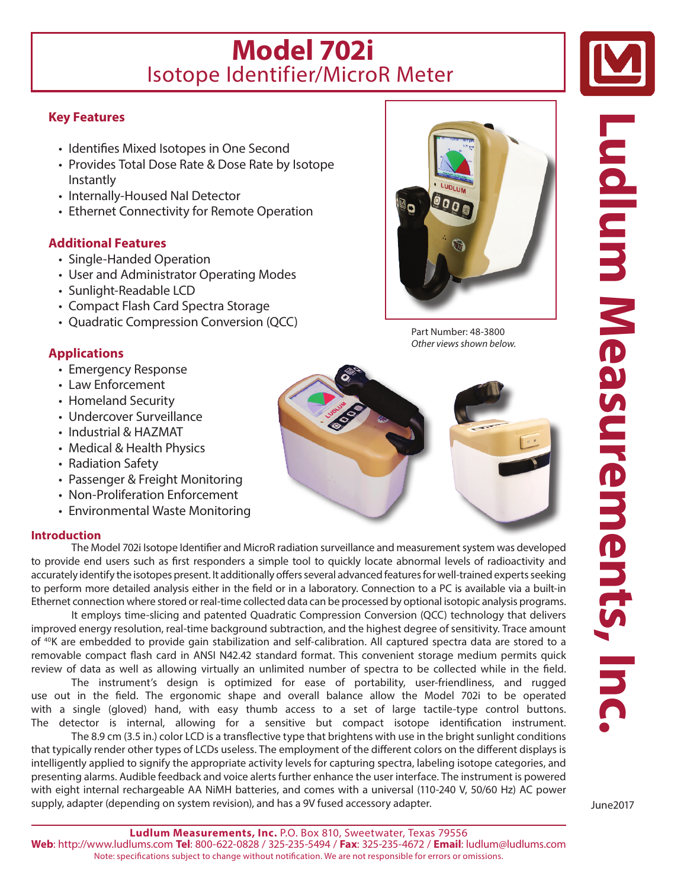# Model 702i
## Isotope Identifier/MicroR Meter

### Key Features

- Identifies Mixed Isotopes in One Second
- Provides Total Dose Rate & Dose Rate by Isotope Instantly
- Internally-Housed NaI Detector
- Ethernet Connectivity for Remote Operation

### Additional Features

- Single-Handed Operation
- User and Administrator Operating Modes
- Sunlight-Readable LCD
- Compact Flash Card Spectra Storage
- Quadratic Compression Conversion (QCC)

Part Number: 48-3800
*Other views shown below.*

### Applications

- Emergency Response
- Law Enforcement
- Homeland Security
- Undercover Surveillance
- Industrial & HAZMAT
- Medical & Health Physics
- Radiation Safety
- Passenger & Freight Monitoring
- Non-Proliferation Enforcement
- Environmental Waste Monitoring

### Introduction

The Model 702i Isotope Identifier and MicroR radiation surveillance and measurement system was developed to provide end users such as first responders a simple tool to quickly locate abnormal levels of radioactivity and accurately identify the isotopes present. It additionally offers several advanced features for well-trained experts seeking to perform more detailed analysis either in the field or in a laboratory. Connection to a PC is available via a built-in Ethernet connection where stored or real-time collected data can be processed by optional isotopic analysis programs.

It employs time-slicing and patented Quadratic Compression Conversion (QCC) technology that delivers improved energy resolution, real-time background subtraction, and the highest degree of sensitivity. Trace amount of $^{40}$K are embedded to provide gain stabilization and self-calibration. All captured spectra data are stored to a removable compact flash card in ANSI N42.42 standard format. This convenient storage medium permits quick review of data as well as allowing virtually an unlimited number of spectra to be collected while in the field.

The instrument's design is optimized for ease of portability, user-friendliness, and rugged use out in the field. The ergonomic shape and overall balance allow the Model 702i to be operated with a single (gloved) hand, with easy thumb access to a set of large tactile-type control buttons. The detector is internal, allowing for a sensitive but compact isotope identification instrument.

The 8.9 cm (3.5 in.) color LCD is a transflective type that brightens with use in the bright sunlight conditions that typically render other types of LCDs useless. The employment of the different colors on the different displays is intelligently applied to signify the appropriate activity levels for capturing spectra, labeling isotope categories, and presenting alarms. Audible feedback and voice alerts further enhance the user interface. The instrument is powered with eight internal rechargeable AA NiMH batteries, and comes with a universal (110-240 V, 50/60 Hz) AC power supply, adapter (depending on system revision), and has a 9V fused accessory adapter.

Ludlum Measurements, Inc.

June2017

**Ludlum Measurements, Inc.** P.O. Box 810, Sweetwater, Texas 79556
**Web**: http://www.ludlums.com **Tel**: 800-622-0828 / 325-235-5494 / **Fax**: 325-235-4672 / **Email**: ludlum@ludlums.com
Note: specifications subject to change without notification. We are not responsible for errors or omissions.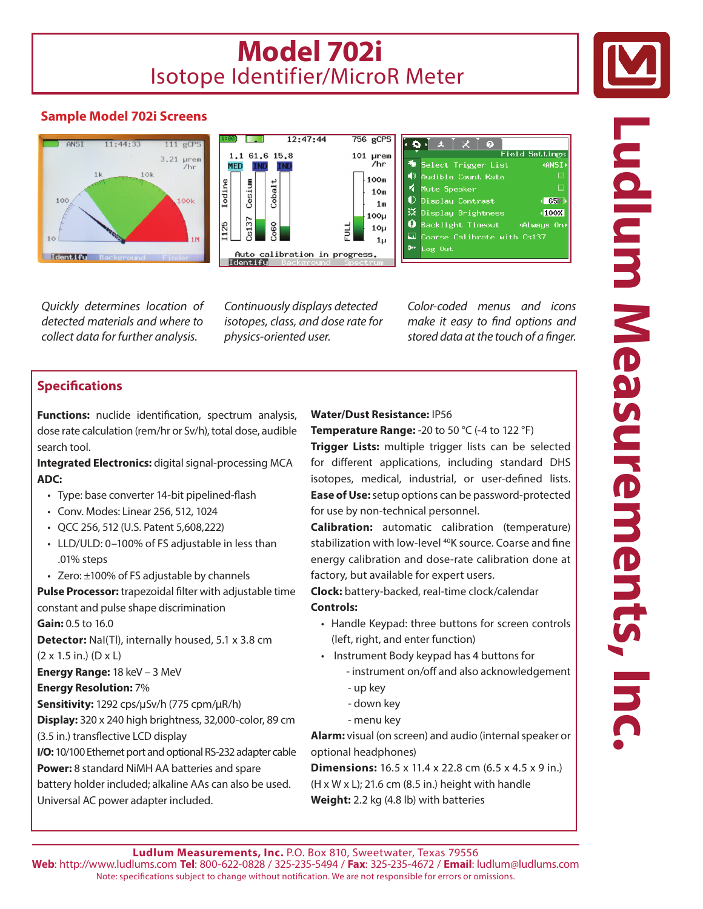# Model 702i
## Isotope Identifier/MicroR Meter

### Sample Model 702i Screens

*Quickly determines location of detected materials and where to collect data for further analysis.*

*Continuously displays detected isotopes, class, and dose rate for physics-oriented user.*

*Color-coded menus and icons make it easy to find options and stored data at the touch of a finger.*

Ludlum Measurements, Inc.

### Specifications

**Functions:** nuclide identification, spectrum analysis, dose rate calculation (rem/hr or Sv/h), total dose, audible search tool.

**Integrated Electronics:** digital signal-processing MCA

**ADC:**

- Type: base converter 14-bit pipelined-flash
- Conv. Modes: Linear 256, 512, 1024
- QCC 256, 512 (U.S. Patent 5,608,222)
- LLD/ULD: 0–100% of FS adjustable in less than .01% steps
- Zero: ±100% of FS adjustable by channels

**Pulse Processor:** trapezoidal filter with adjustable time constant and pulse shape discrimination

**Gain:** 0.5 to 16.0

**Detector:** NaI(Tl), internally housed, 5.1 x 3.8 cm (2 x 1.5 in.) (D x L)

**Energy Range:** 18 keV – 3 MeV

**Energy Resolution:** 7%

**Sensitivity:** 1292 cps/μSv/h (775 cpm/μR/h)

**Display:** 320 x 240 high brightness, 32,000-color, 89 cm (3.5 in.) transflective LCD display

**I/O:** 10/100 Ethernet port and optional RS-232 adapter cable

**Power:** 8 standard NiMH AA batteries and spare battery holder included; alkaline AAs can also be used. Universal AC power adapter included.

**Water/Dust Resistance:** IP56

**Temperature Range:** -20 to 50 °C (-4 to 122 °F)

**Trigger Lists:** multiple trigger lists can be selected for different applications, including standard DHS isotopes, medical, industrial, or user-defined lists.

**Ease of Use:** setup options can be password-protected for use by non-technical personnel.

**Calibration:** automatic calibration (temperature) stabilization with low-level $^{40}$K source. Coarse and fine energy calibration and dose-rate calibration done at factory, but available for expert users.

**Clock:** battery-backed, real-time clock/calendar

**Controls:**

- Handle Keypad: three buttons for screen controls (left, right, and enter function)
- Instrument Body keypad has 4 buttons for
  - instrument on/off and also acknowledgement
  - up key
  - down key
  - menu key

**Alarm:** visual (on screen) and audio (internal speaker or optional headphones)

**Dimensions:** 16.5 x 11.4 x 22.8 cm (6.5 x 4.5 x 9 in.) (H x W x L); 21.6 cm (8.5 in.) height with handle

**Weight:** 2.2 kg (4.8 lb) with batteries

**Ludlum Measurements, Inc.** P.O. Box 810, Sweetwater, Texas 79556
**Web**: http://www.ludlums.com **Tel**: 800-622-0828 / 325-235-5494 / **Fax**: 325-235-4672 / **Email**: ludlum@ludlums.com
Note: specifications subject to change without notification. We are not responsible for errors or omissions.